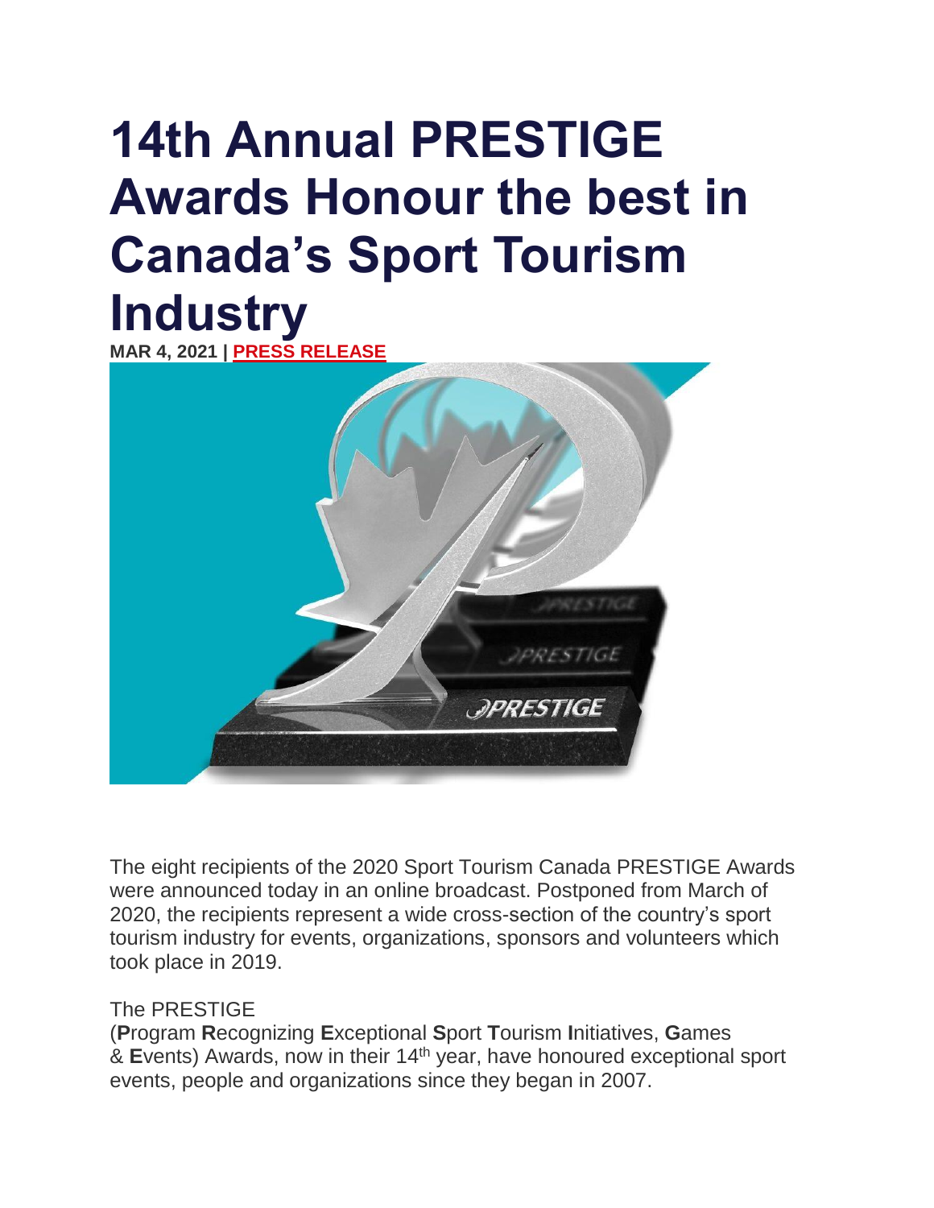# 14th Annual PRESTIGE Awards Honour the best in Canada's Sport Tourism Industry

**MAR 4, 2021 | PRESS RELEASE**

The eight recipients of the 2020 Sport Tourism Canada PRESTIGE Awards were announced today in an online broadcast. Postponed from March of 2020, the recipients represent a wide cross-section of the country's sport tourism industry for events, organizations, sponsors and volunteers which took place in 2019.

The PRESTIGE (**P**rogram **R**ecognizing **E**xceptional **S**port **T**ourism **I**nitiatives, **G**ames & **E**vents) Awards, now in their 14th year, have honoured exceptional sport events, people and organizations since they began in 2007.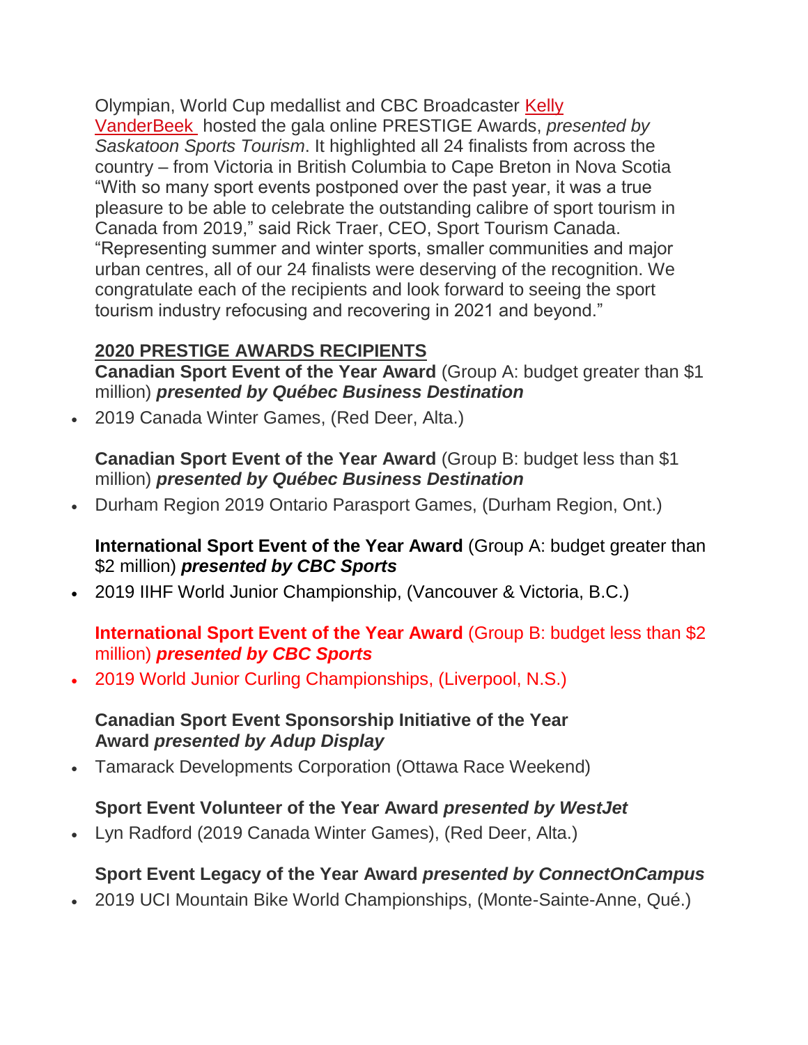Olympian, World Cup medallist and CBC Broadcaster Kelly VanderBeek hosted the gala online PRESTIGE Awards, *presented by Saskatoon Sports Tourism*. It highlighted all 24 finalists from across the country – from Victoria in British Columbia to Cape Breton in Nova Scotia "With so many sport events postponed over the past year, it was a true pleasure to be able to celebrate the outstanding calibre of sport tourism in Canada from 2019," said Rick Traer, CEO, Sport Tourism Canada. "Representing summer and winter sports, smaller communities and major urban centres, all of our 24 finalists were deserving of the recognition. We congratulate each of the recipients and look forward to seeing the sport tourism industry refocusing and recovering in 2021 and beyond."

**2020 PRESTIGE AWARDS RECIPIENTS**

**Canadian Sport Event of the Year Award** (Group A: budget greater than $1 million) ***presented by Québec Business Destination***

- 2019 Canada Winter Games, (Red Deer, Alta.)

**Canadian Sport Event of the Year Award** (Group B: budget less than $1 million) ***presented by Québec Business Destination***

- Durham Region 2019 Ontario Parasport Games, (Durham Region, Ont.)

**International Sport Event of the Year Award** (Group A: budget greater than $2 million) ***presented by CBC Sports***

- 2019 IIHF World Junior Championship, (Vancouver & Victoria, B.C.)

**International Sport Event of the Year Award** (Group B: budget less than $2 million) ***presented by CBC Sports***

- 2019 World Junior Curling Championships, (Liverpool, N.S.)

**Canadian Sport Event Sponsorship Initiative of the Year Award** ***presented by Adup Display***

- Tamarack Developments Corporation (Ottawa Race Weekend)

**Sport Event Volunteer of the Year Award** ***presented by WestJet***

- Lyn Radford (2019 Canada Winter Games), (Red Deer, Alta.)

**Sport Event Legacy of the Year Award** ***presented by ConnectOnCampus***

- 2019 UCI Mountain Bike World Championships, (Monte-Sainte-Anne, Qué.)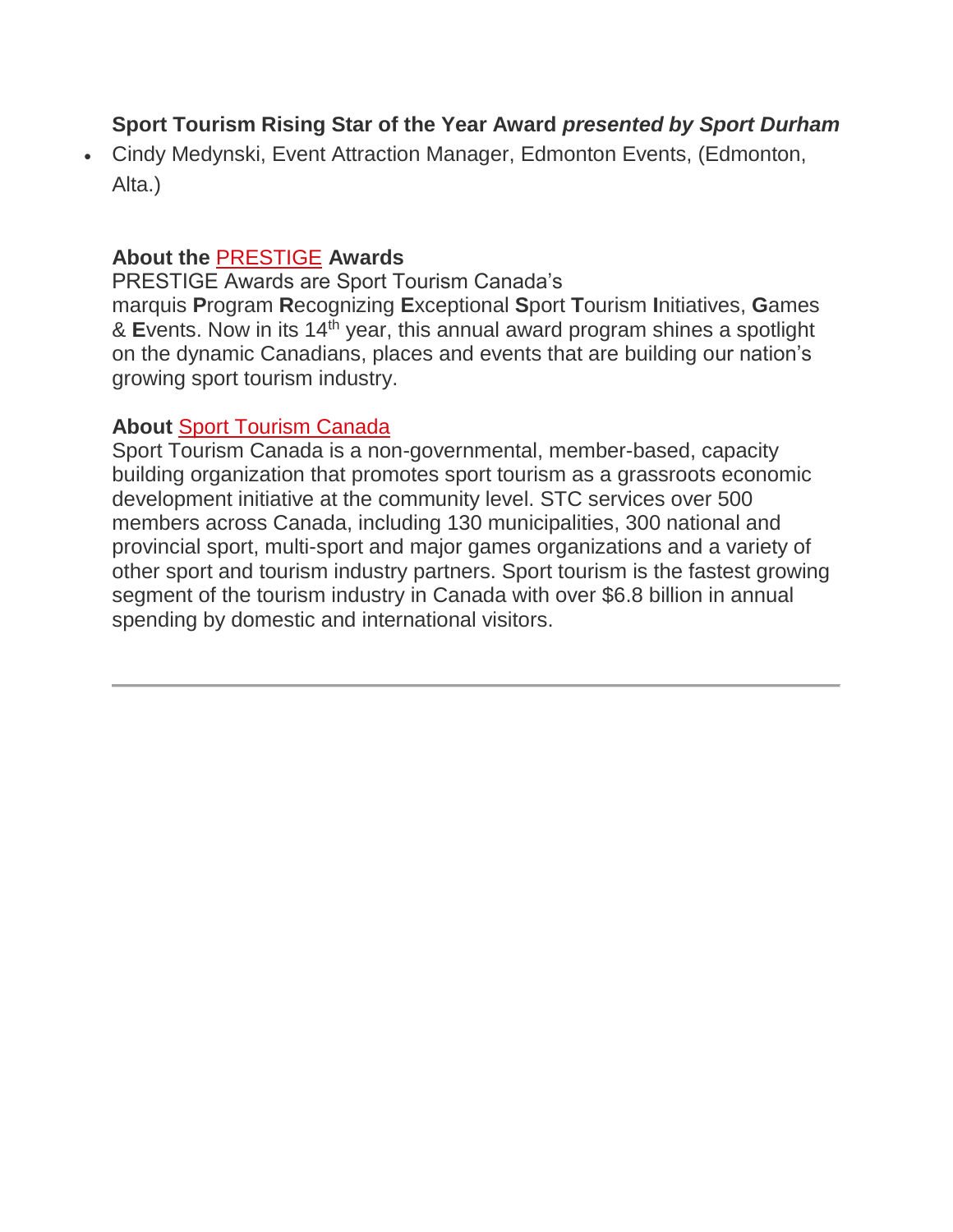**Sport Tourism Rising Star of the Year Award *presented by Sport Durham***

- Cindy Medynski, Event Attraction Manager, Edmonton Events, (Edmonton, Alta.)

**About the PRESTIGE Awards**
PRESTIGE Awards are Sport Tourism Canada's marquis **P**rogram **R**ecognizing **E**xceptional **S**port **T**ourism **I**nitiatives, **G**ames & **E**vents. Now in its 14th year, this annual award program shines a spotlight on the dynamic Canadians, places and events that are building our nation's growing sport tourism industry.

**About Sport Tourism Canada**
Sport Tourism Canada is a non-governmental, member-based, capacity building organization that promotes sport tourism as a grassroots economic development initiative at the community level. STC services over 500 members across Canada, including 130 municipalities, 300 national and provincial sport, multi-sport and major games organizations and a variety of other sport and tourism industry partners. Sport tourism is the fastest growing segment of the tourism industry in Canada with over $6.8 billion in annual spending by domestic and international visitors.

---